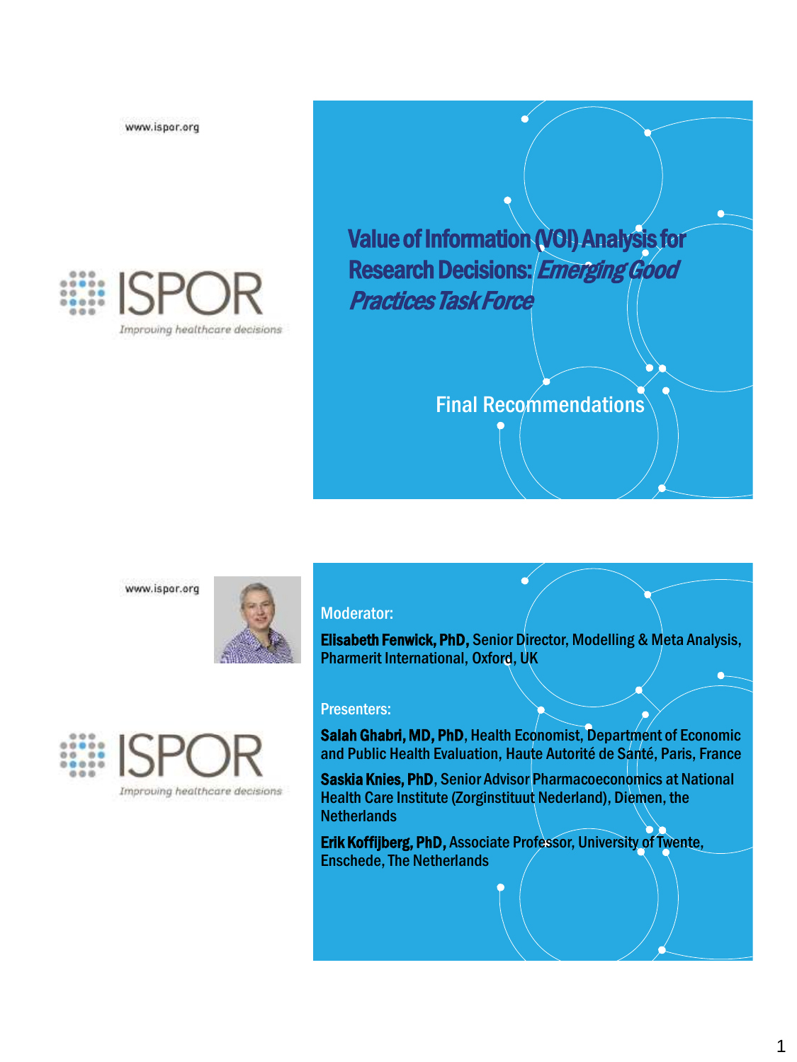www.ispor.org

ISPOR

*Improving healthcare decisions*

# Value of Information (VOI) Analysis for Research Decisions: *Emerging Good Practices Task Force*

## Final Recommendations

---

www.ispor.org

ISPOR

*Improving healthcare decisions*

Moderator:

**Elisabeth Fenwick, PhD,** Senior Director, Modelling & Meta Analysis, Pharmerit International, Oxford, UK

Presenters:

**Salah Ghabri, MD, PhD**, Health Economist, Department of Economic and Public Health Evaluation, Haute Autorité de Santé, Paris, France

**Saskia Knies, PhD**, Senior Advisor Pharmacoeconomics at National Health Care Institute (Zorginstituut Nederland), Diemen, the Netherlands

**Erik Koffijberg, PhD,** Associate Professor, University of Twente, Enschede, The Netherlands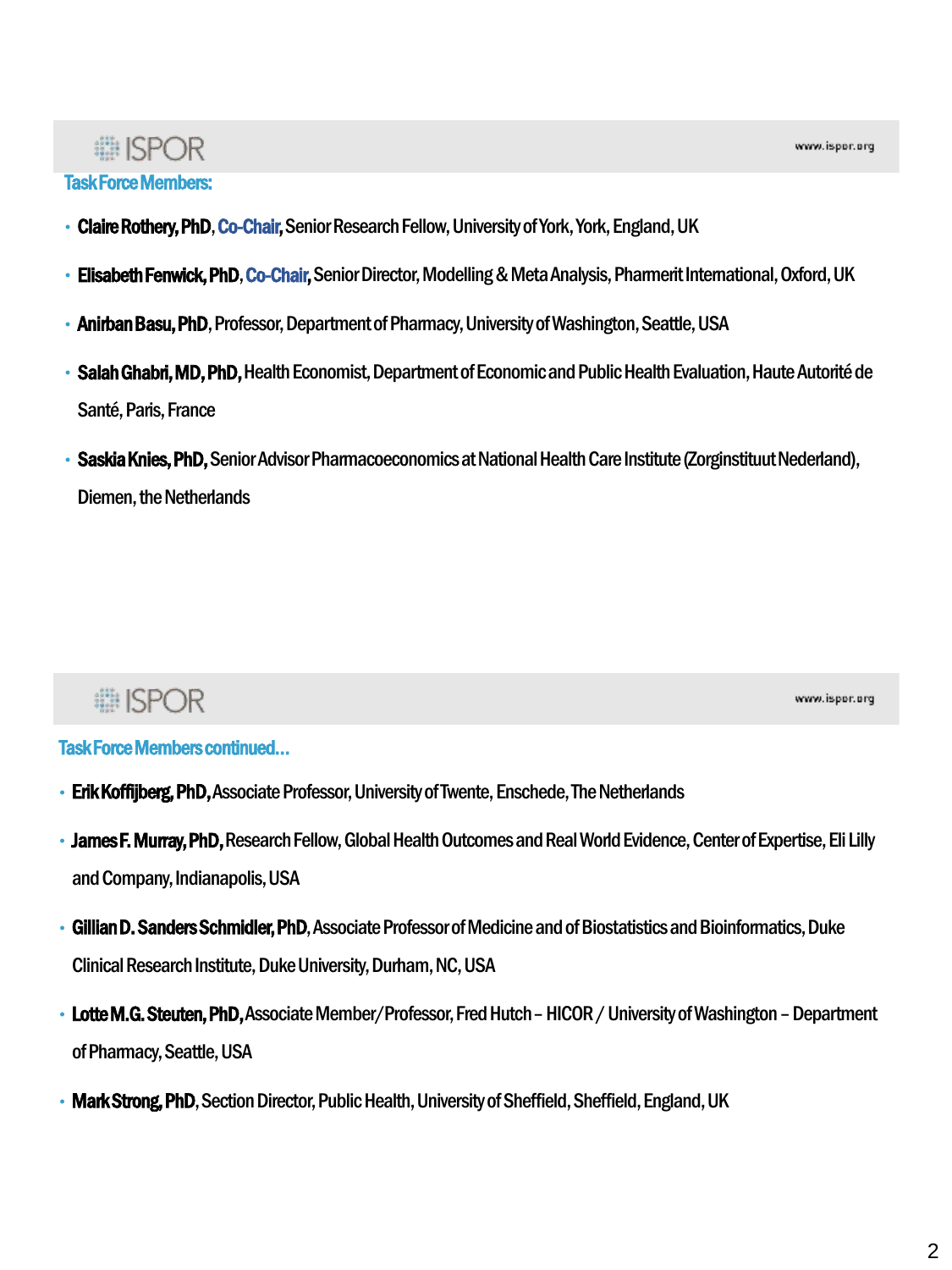## Task Force Members:

- **Claire Rothery, PhD**, Co-Chair, Senior Research Fellow, University of York, York, England, UK
- **Elisabeth Fenwick, PhD**, Co-Chair, Senior Director, Modelling & Meta Analysis, Pharmerit International, Oxford, UK
- **Anirban Basu, PhD**, Professor, Department of Pharmacy, University of Washington, Seattle, USA
- **Salah Ghabri, MD, PhD,** Health Economist, Department of Economic and Public Health Evaluation, Haute Autorité de Santé, Paris, France
- **Saskia Knies, PhD,** Senior Advisor Pharmacoeconomics at National Health Care Institute (Zorginstituut Nederland), Diemen, the Netherlands

## Task Force Members continued…

- **Erik Koffijberg, PhD,** Associate Professor, University of Twente, Enschede, The Netherlands
- **James F. Murray, PhD,** Research Fellow, Global Health Outcomes and Real World Evidence, Center of Expertise, Eli Lilly and Company, Indianapolis, USA
- **Gillian D. Sanders Schmidler, PhD**, Associate Professor of Medicine and of Biostatistics and Bioinformatics, Duke Clinical Research Institute, Duke University, Durham, NC, USA
- **Lotte M.G. Steuten, PhD,** Associate Member/Professor, Fred Hutch – HICOR / University of Washington – Department of Pharmacy, Seattle, USA
- **Mark Strong, PhD**, Section Director, Public Health, University of Sheffield, Sheffield, England, UK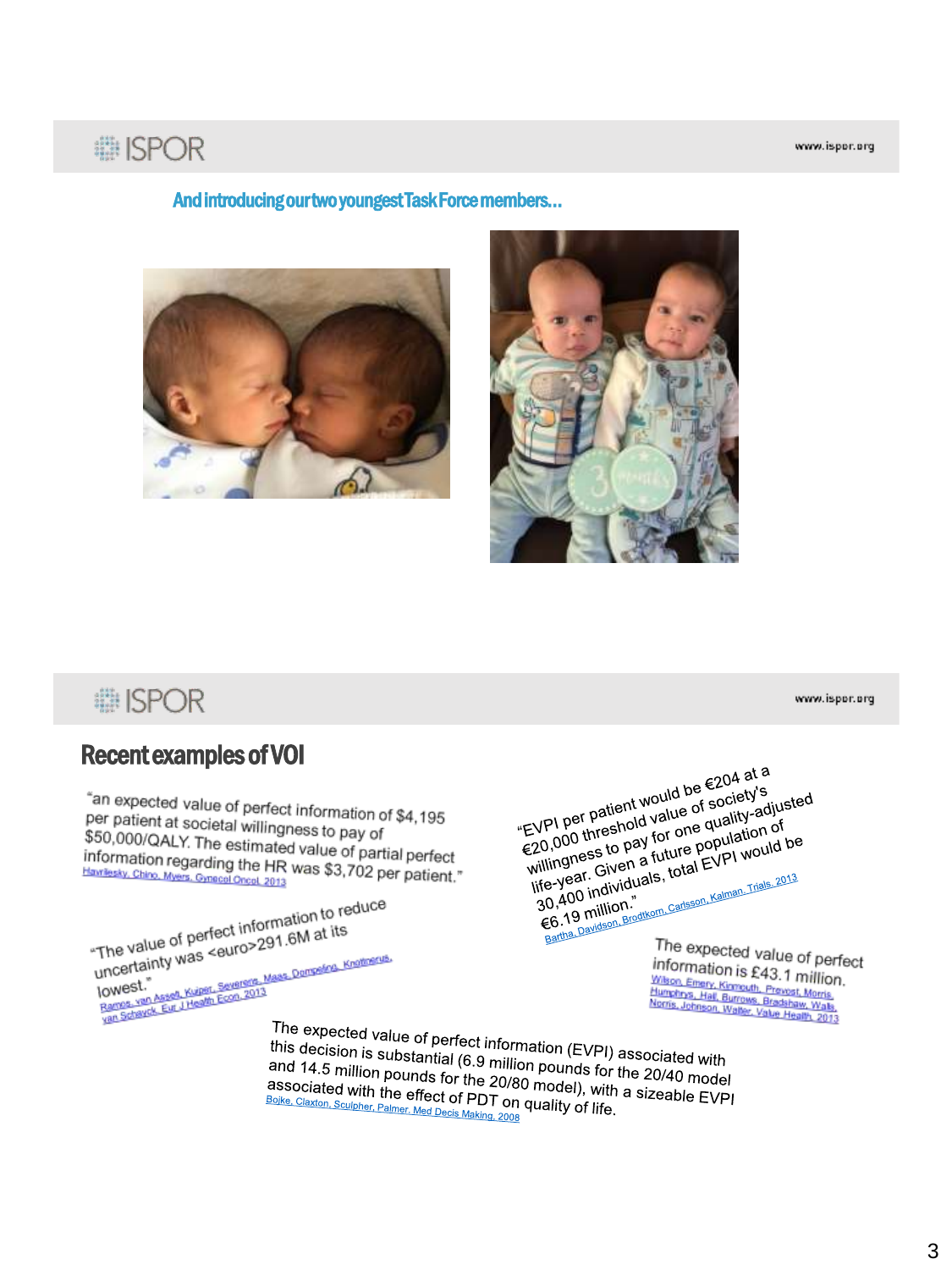And introducing our two youngest Task Force members...

# Recent examples of VOI

"an expected value of perfect information of $4,195 per patient at societal willingness to pay of $50,000/QALY. The estimated value of partial perfect information regarding the HR was $3,702 per patient."
Havrilesky, Chino, Myers, Gynecol Oncol, 2013

"The value of perfect information to reduce uncertainty was <euro>291.6M at its lowest."
Ramos, van Asselt, Kuiper, Severens, Maas, Dompeling, Knottnerus, van Schayck, Eur J Health Econ, 2013

"EVPI per patient would be €204 at a €20,000 threshold value of society's willingness to pay for one quality-adjusted life-year. Given a future population of 30,400 individuals, total EVPI would be €6.19 million."
Bartha, Davidson, Brodtkorn, Carlsson, Kalman, Trials, 2013

The expected value of perfect information is £43.1 million.
Wilson, Emery, Kinmouth, Prevost, Morris, Humphrys, Hall, Burrows, Bradshaw, Walls, Norris, Johnson, Walter, Value Health, 2013

The expected value of perfect information (EVPI) associated with this decision is substantial (6.9 million pounds for the 20/40 model and 14.5 million pounds for the 20/80 model), with a sizeable EVPI associated with the effect of PDT on quality of life.
Bojke, Claxton, Sculpher, Palmer, Med Decis Making, 2008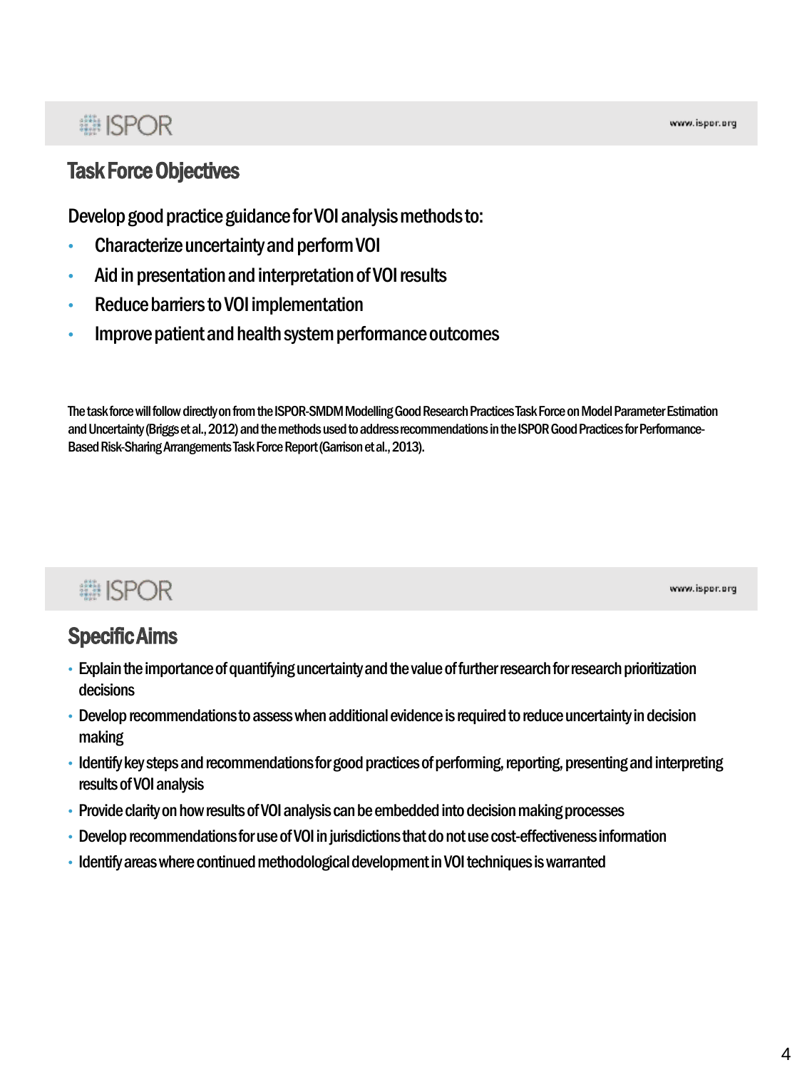## Task Force Objectives

Develop good practice guidance for VOI analysis methods to:

- Characterize uncertainty and perform VOI
- Aid in presentation and interpretation of VOI results
- Reduce barriers to VOI implementation
- Improve patient and health system performance outcomes

The task force will follow directly on from the ISPOR-SMDM Modelling Good Research Practices Task Force on Model Parameter Estimation and Uncertainty (Briggs et al., 2012) and the methods used to address recommendations in the ISPOR Good Practices for Performance-Based Risk-Sharing Arrangements Task Force Report (Garrison et al., 2013).

## Specific Aims

- Explain the importance of quantifying uncertainty and the value of further research for research prioritization decisions
- Develop recommendations to assess when additional evidence is required to reduce uncertainty in decision making
- Identify key steps and recommendations for good practices of performing, reporting, presenting and interpreting results of VOI analysis
- Provide clarity on how results of VOI analysis can be embedded into decision making processes
- Develop recommendations for use of VOI in jurisdictions that do not use cost-effectiveness information
- Identify areas where continued methodological development in VOI techniques is warranted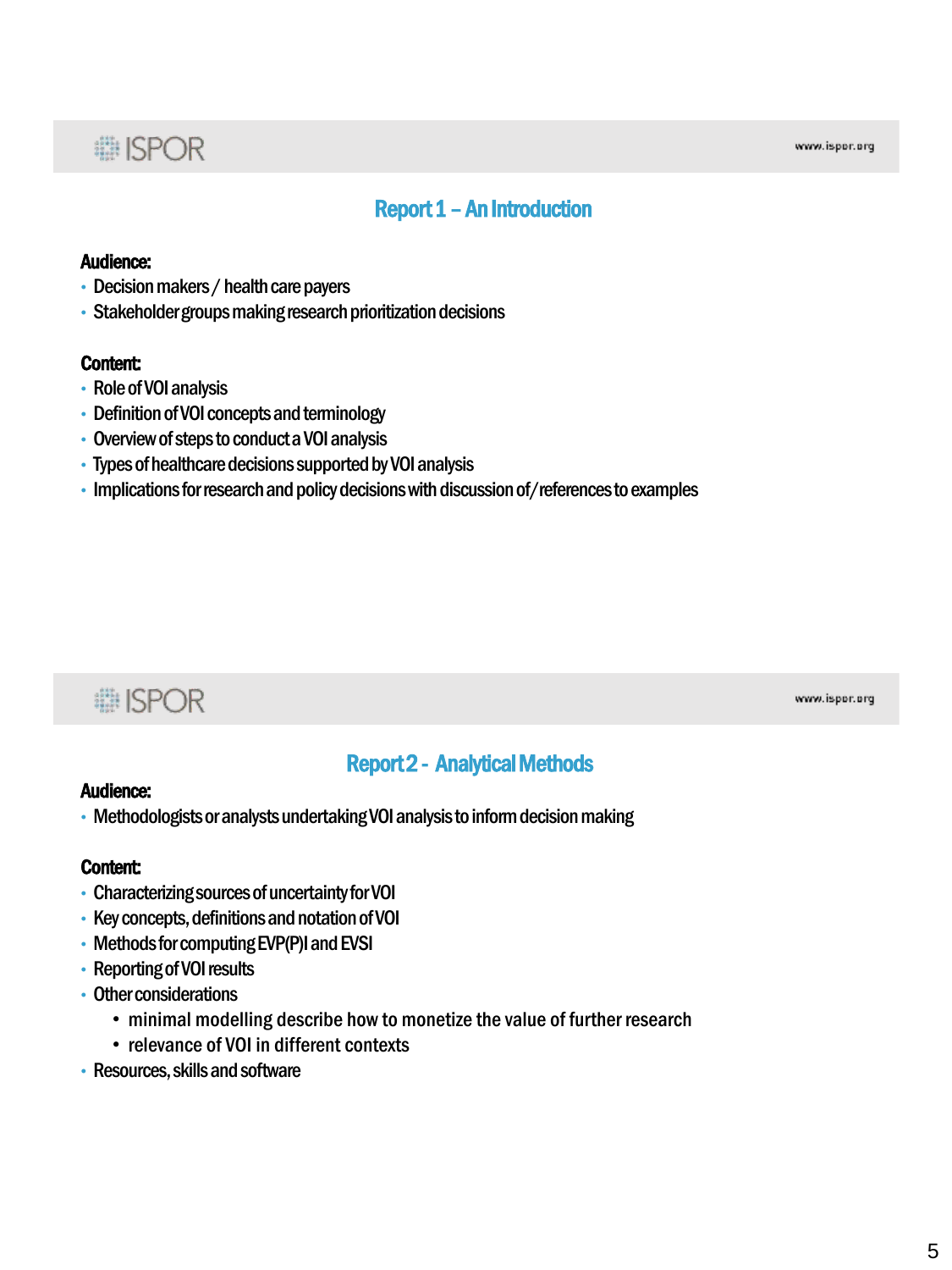## Report 1 – An Introduction

**Audience:**

- Decision makers / health care payers
- Stakeholder groups making research prioritization decisions

**Content:**

- Role of VOI analysis
- Definition of VOI concepts and terminology
- Overview of steps to conduct a VOI analysis
- Types of healthcare decisions supported by VOI analysis
- Implications for research and policy decisions with discussion of/references to examples

## Report 2 - Analytical Methods

**Audience:**

- Methodologists or analysts undertaking VOI analysis to inform decision making

**Content:**

- Characterizing sources of uncertainty for VOI
- Key concepts, definitions and notation of VOI
- Methods for computing EVP(P)I and EVSI
- Reporting of VOI results
- Other considerations
  - minimal modelling describe how to monetize the value of further research
  - relevance of VOI in different contexts
- Resources, skills and software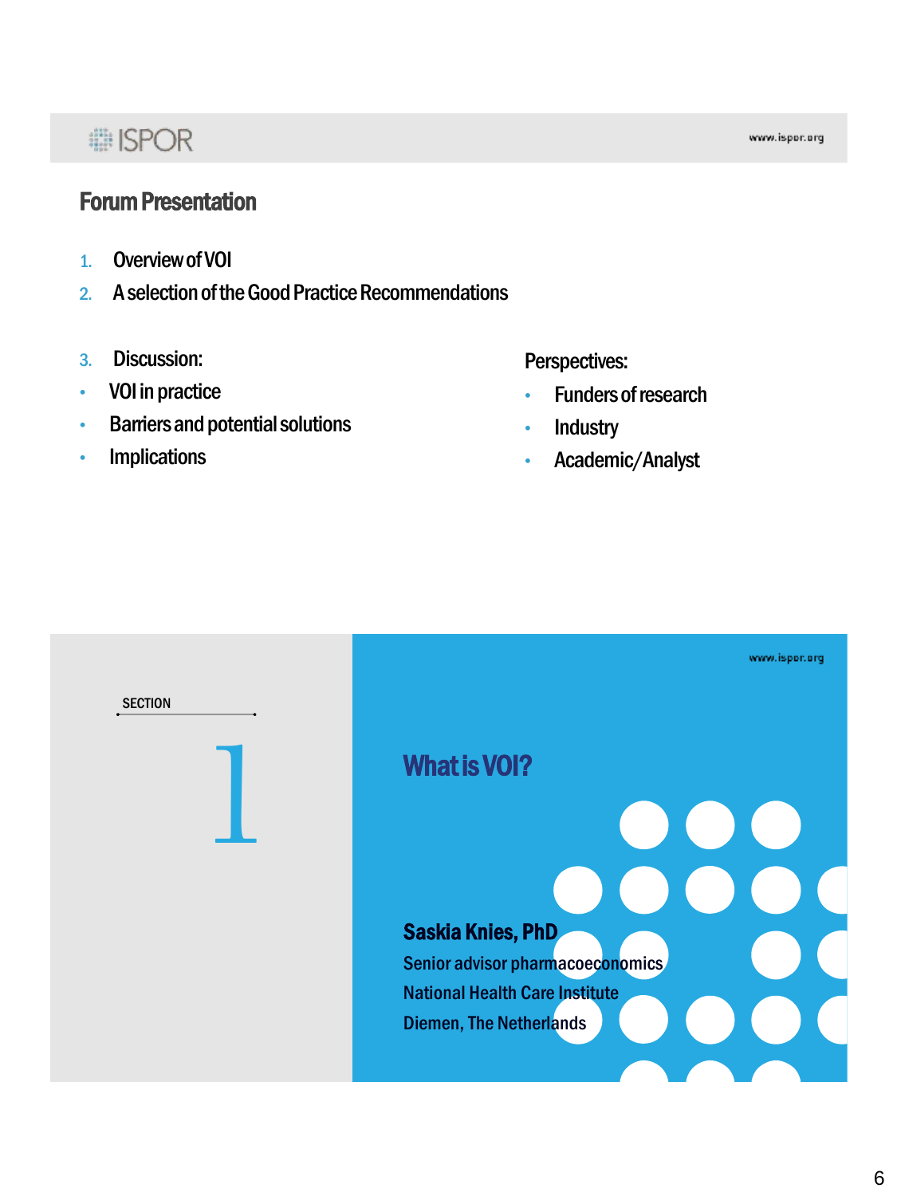## Forum Presentation

1. Overview of VOI
2. A selection of the Good Practice Recommendations
3. Discussion:
   - VOI in practice
   - Barriers and potential solutions
   - Implications

Perspectives:
- Funders of research
- Industry
- Academic/Analyst

SECTION

1

## What is VOI?

**Saskia Knies, PhD**

Senior advisor pharmacoeconomics

National Health Care Institute

Diemen, The Netherlands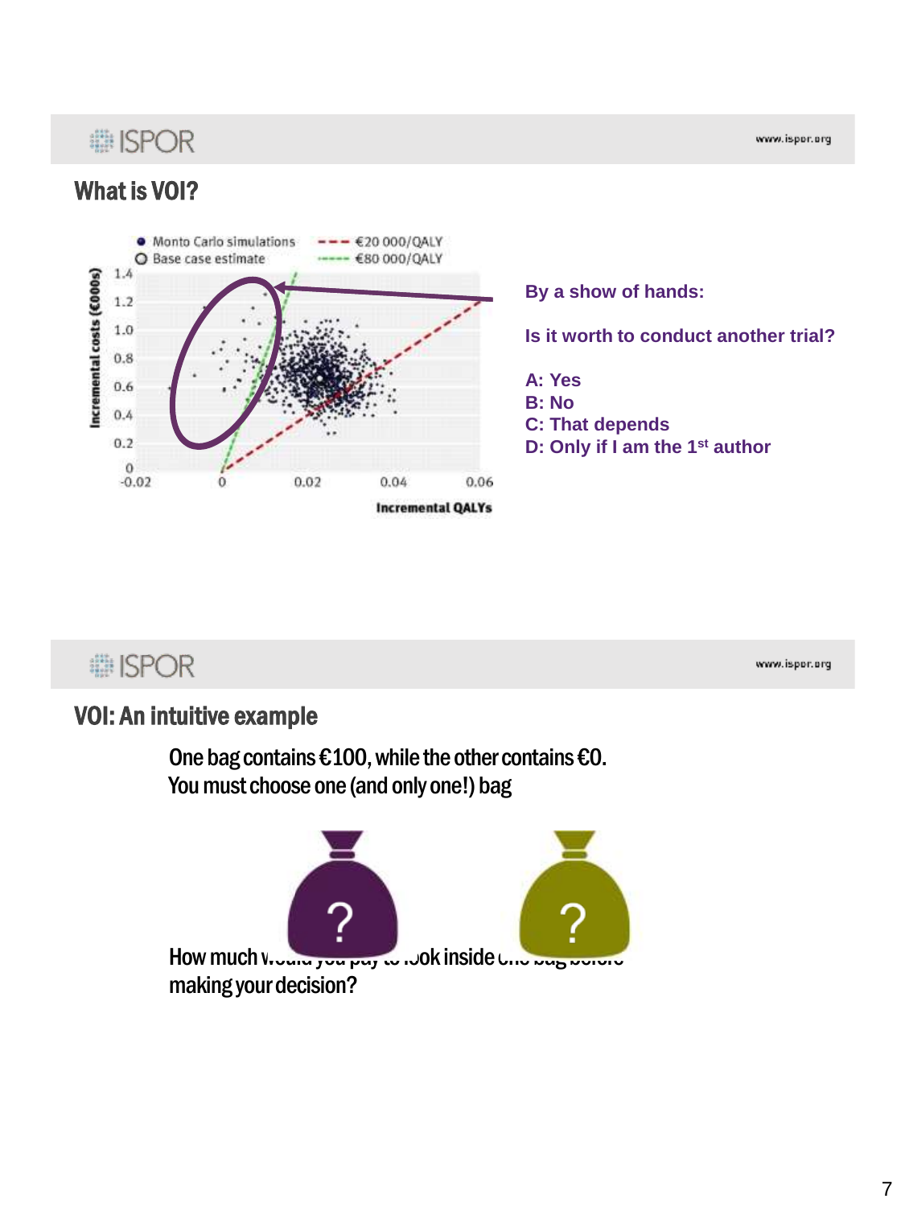## What is VOI?

**By a show of hands:**

**Is it worth to conduct another trial?**

**A: Yes**
**B: No**
**C: That depends**
**D: Only if I am the 1st author**

## VOI: An intuitive example

One bag contains €100, while the other contains €0.
You must choose one (and only one!) bag

How much would you pay to look inside one bag before making your decision?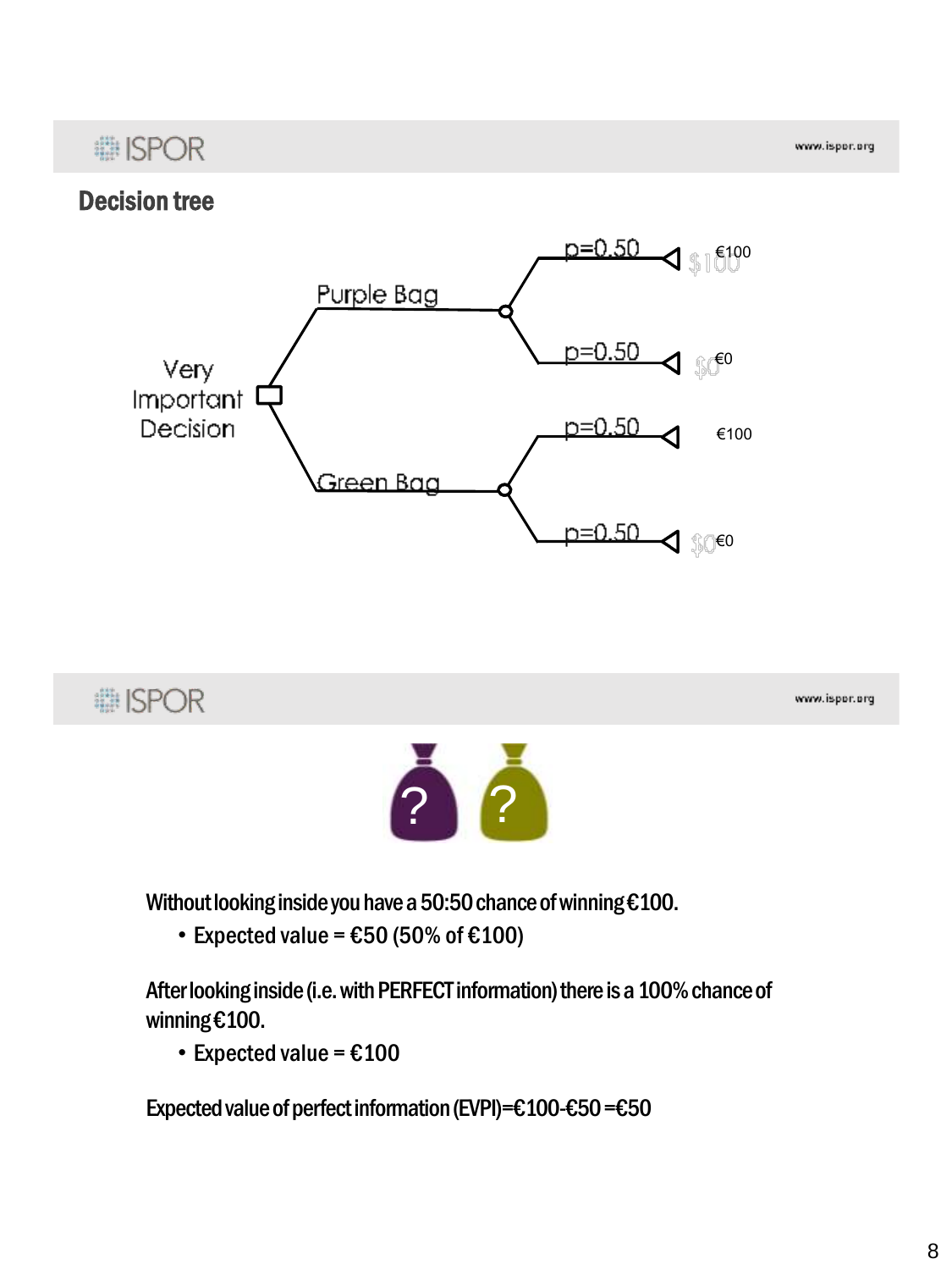## Decision tree

Very Important Decision

Purple Bag
- p=0.50 — €100
- p=0.50 — €0

Green Bag
- p=0.50 — €100
- p=0.50 — €0

?  ?

Without looking inside you have a 50:50 chance of winning €100.

- Expected value = €50 (50% of €100)

After looking inside (i.e. with PERFECT information) there is a 100% chance of winning €100.

- Expected value = €100

Expected value of perfect information (EVPI)=€100-€50 =€50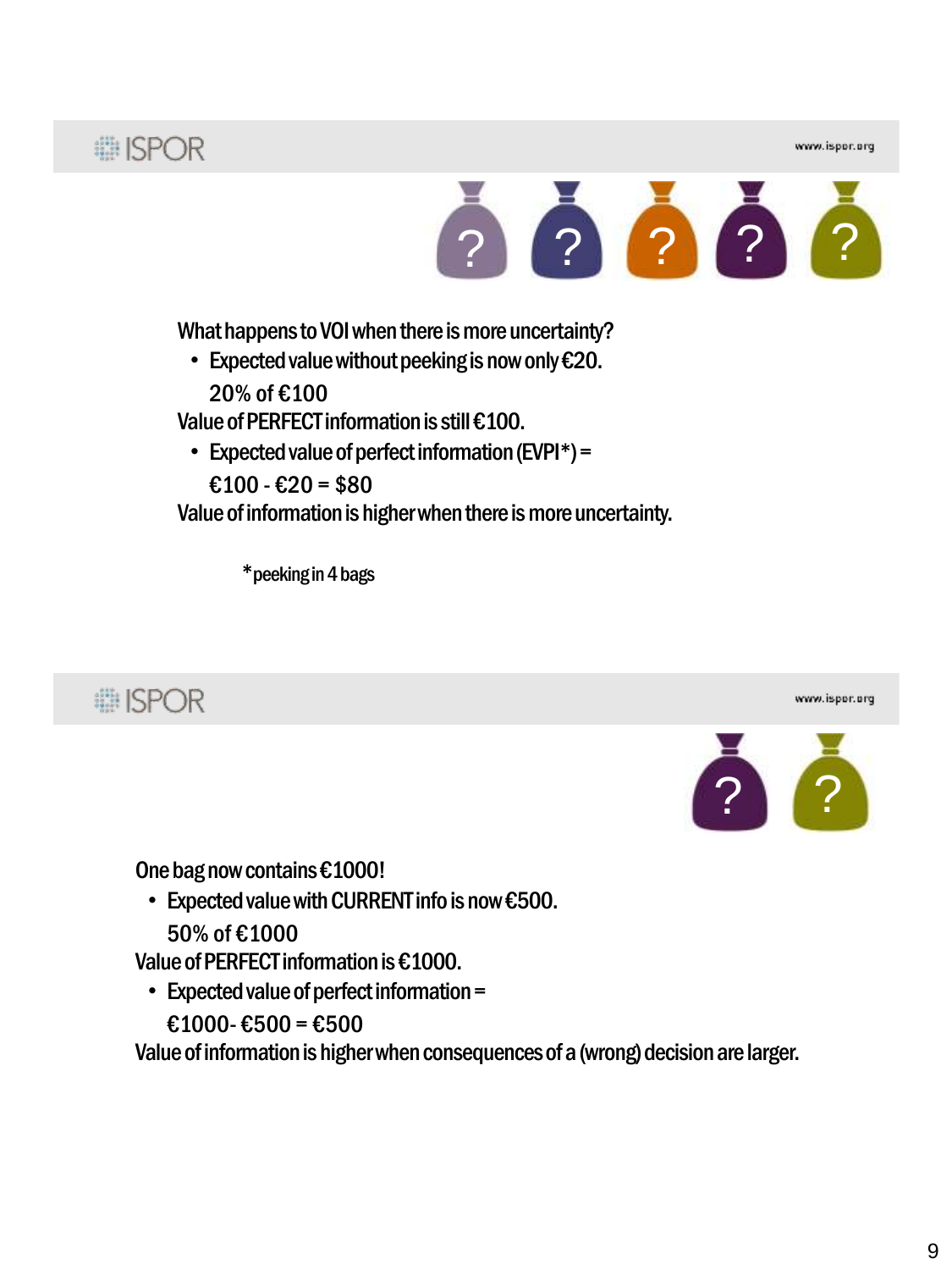What happens to VOI when there is more uncertainty?

- Expected value without peeking is now only €20.

  20% of €100

Value of PERFECT information is still €100.

- Expected value of perfect information (EVPI*) =

  €100 - €20 = $80

Value of information is higher when there is more uncertainty.

*peeking in 4 bags

One bag now contains €1000!

- Expected value with CURRENT info is now €500.

  50% of €1000

Value of PERFECT information is €1000.

- Expected value of perfect information =

  €1000- €500 = €500

Value of information is higher when consequences of a (wrong) decision are larger.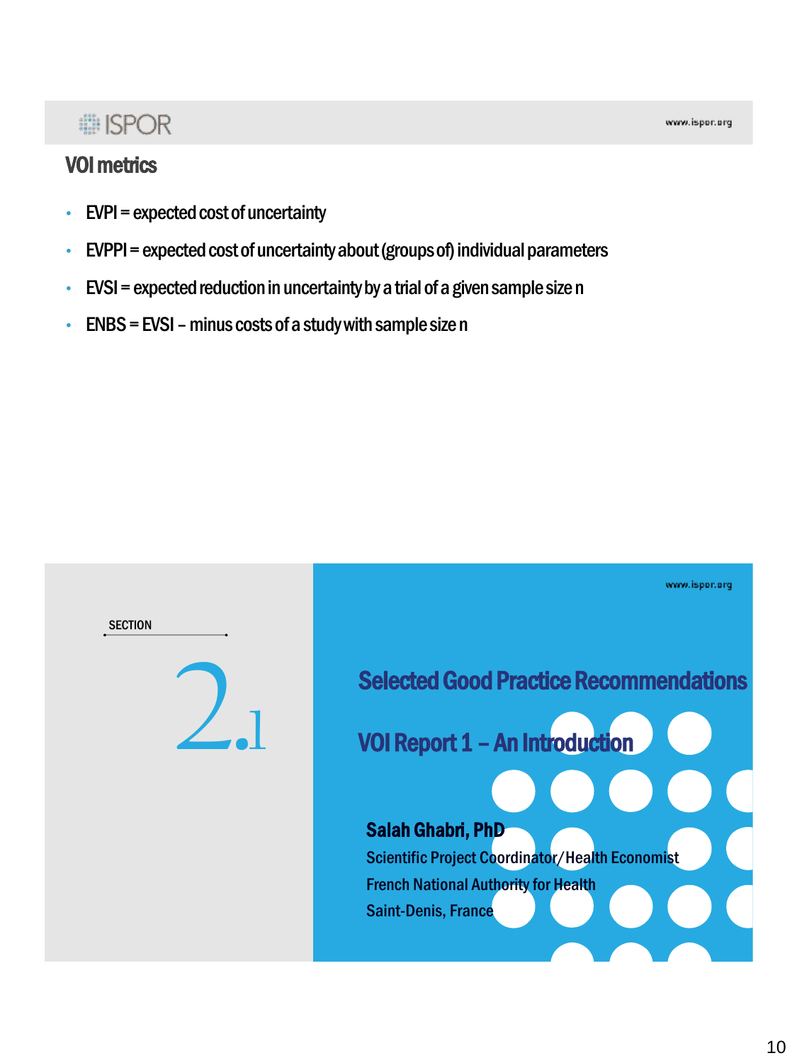## VOI metrics

- EVPI = expected cost of uncertainty
- EVPPI = expected cost of uncertainty about (groups of) individual parameters
- EVSI = expected reduction in uncertainty by a trial of a given sample size n
- ENBS = EVSI – minus costs of a study with sample size n

SECTION

2.1

## Selected Good Practice Recommendations

## VOI Report 1 – An Introduction

**Salah Ghabri, PhD**

Scientific Project Coordinator/Health Economist

French National Authority for Health

Saint-Denis, France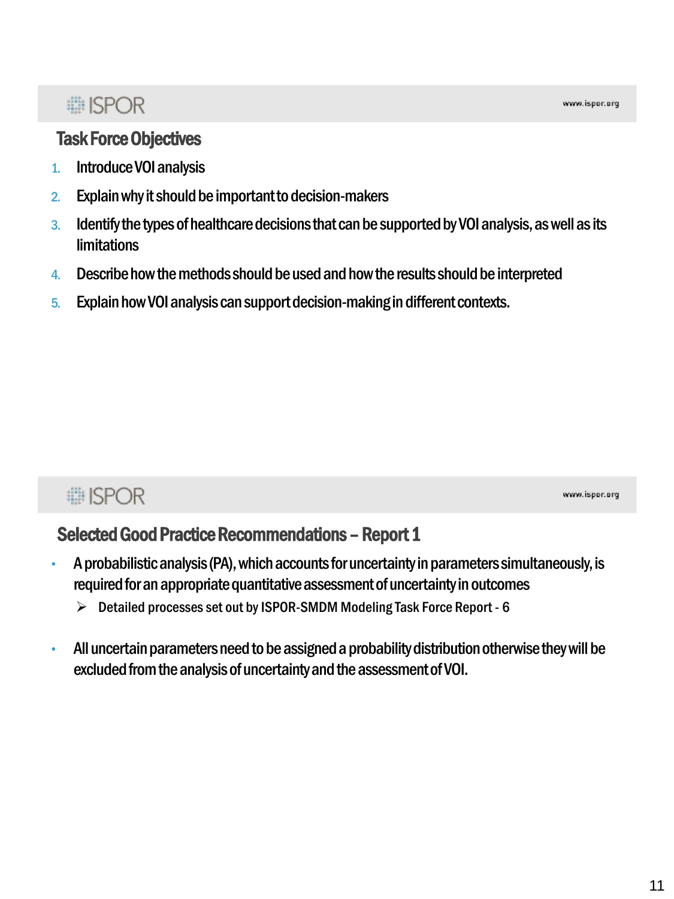## Task Force Objectives

1. Introduce VOI analysis
2. Explain why it should be important to decision-makers
3. Identify the types of healthcare decisions that can be supported by VOI analysis, as well as its limitations
4. Describe how the methods should be used and how the results should be interpreted
5. Explain how VOI analysis can support decision-making in different contexts.

## Selected Good Practice Recommendations – Report 1

- A probabilistic analysis (PA), which accounts for uncertainty in parameters simultaneously, is required for an appropriate quantitative assessment of uncertainty in outcomes
  - Detailed processes set out by ISPOR-SMDM Modeling Task Force Report - 6
- All uncertain parameters need to be assigned a probability distribution otherwise they will be excluded from the analysis of uncertainty and the assessment of VOI.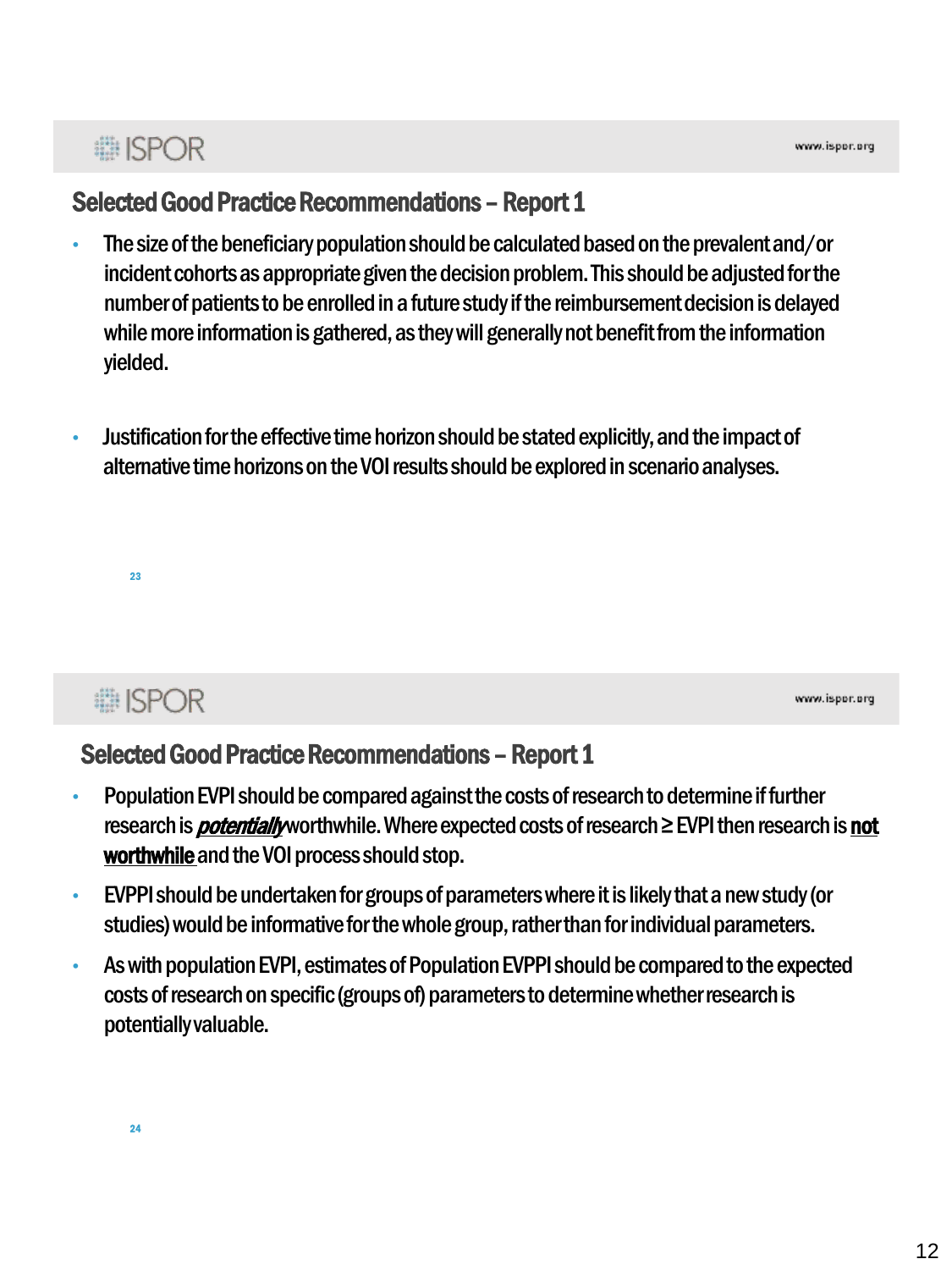## Selected Good Practice Recommendations – Report 1

- The size of the beneficiary population should be calculated based on the prevalent and/or incident cohorts as appropriate given the decision problem. This should be adjusted for the number of patients to be enrolled in a future study if the reimbursement decision is delayed while more information is gathered, as they will generally not benefit from the information yielded.
- Justification for the effective time horizon should be stated explicitly, and the impact of alternative time horizons on the VOI results should be explored in scenario analyses.

## Selected Good Practice Recommendations – Report 1

- Population EVPI should be compared against the costs of research to determine if further research is ***potentially*** worthwhile. Where expected costs of research ≥ EVPI then research is **not worthwhile** and the VOI process should stop.
- EVPPI should be undertaken for groups of parameters where it is likely that a new study (or studies) would be informative for the whole group, rather than for individual parameters.
- As with population EVPI, estimates of Population EVPPI should be compared to the expected costs of research on specific (groups of) parameters to determine whether research is potentially valuable.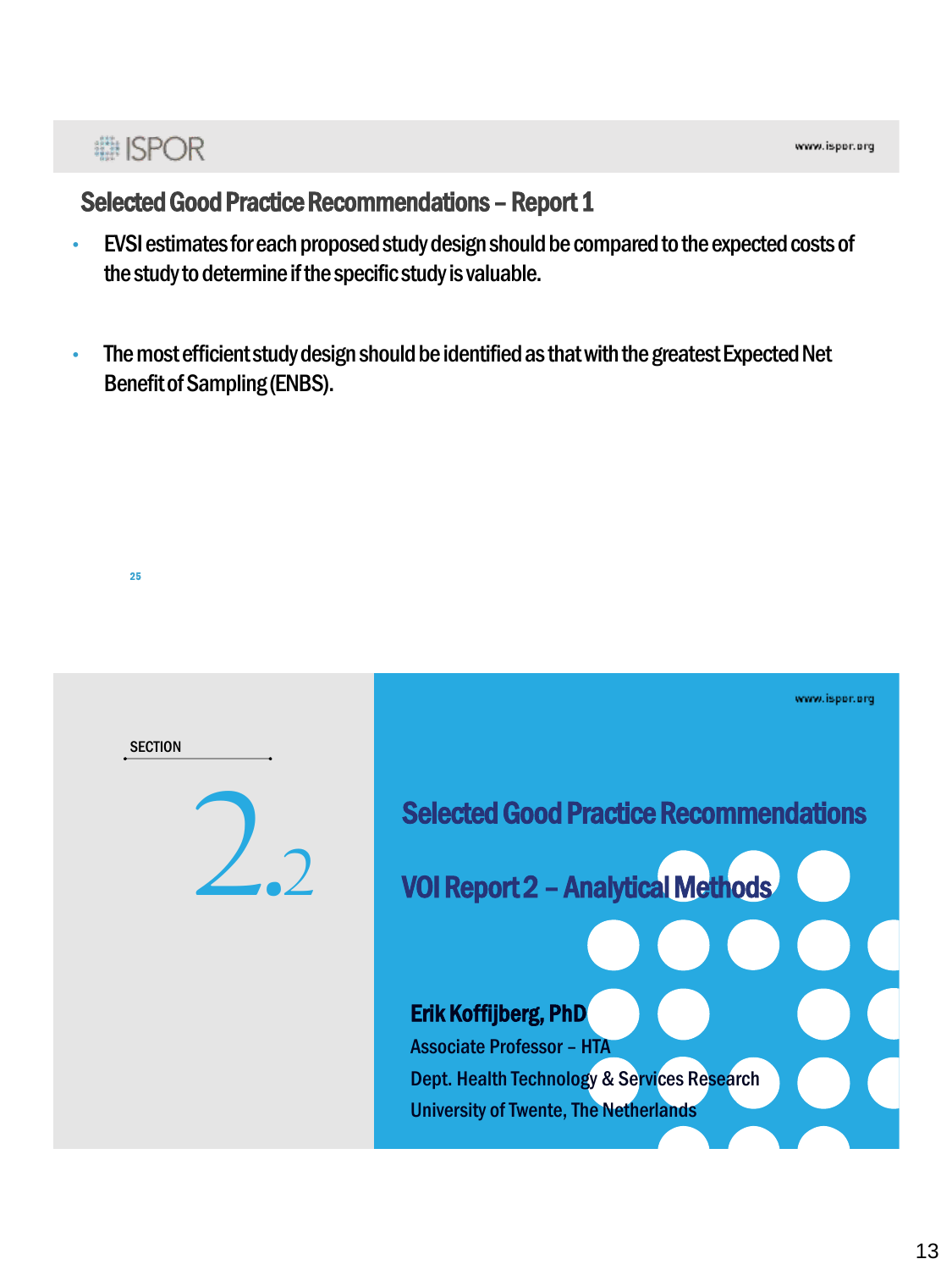## Selected Good Practice Recommendations – Report 1

- EVSI estimates for each proposed study design should be compared to the expected costs of the study to determine if the specific study is valuable.

- The most efficient study design should be identified as that with the greatest Expected Net Benefit of Sampling (ENBS).

SECTION

2.2

## Selected Good Practice Recommendations

## VOI Report 2 – Analytical Methods

**Erik Koffijberg, PhD**

Associate Professor – HTA

Dept. Health Technology & Services Research

University of Twente, The Netherlands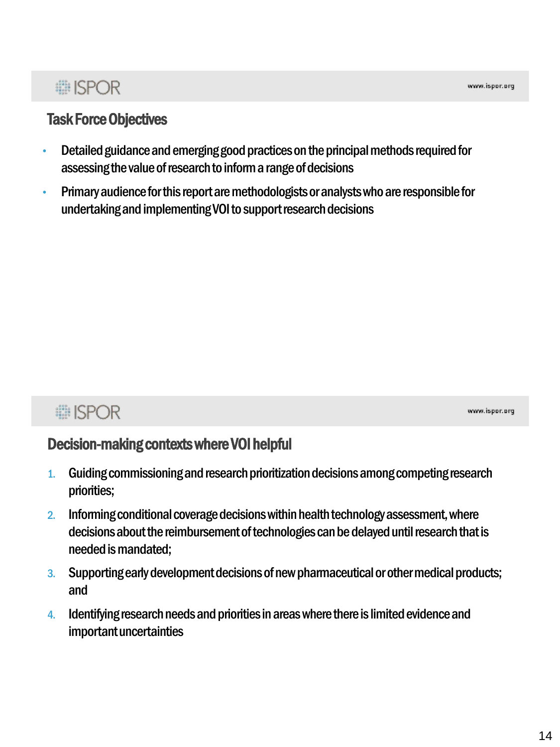## Task Force Objectives

- Detailed guidance and emerging good practices on the principal methods required for assessing the value of research to inform a range of decisions
- Primary audience for this report are methodologists or analysts who are responsible for undertaking and implementing VOI to support research decisions

## Decision-making contexts where VOI helpful

1. Guiding commissioning and research prioritization decisions among competing research priorities;
2. Informing conditional coverage decisions within health technology assessment, where decisions about the reimbursement of technologies can be delayed until research that is needed is mandated;
3. Supporting early development decisions of new pharmaceutical or other medical products; and
4. Identifying research needs and priorities in areas where there is limited evidence and important uncertainties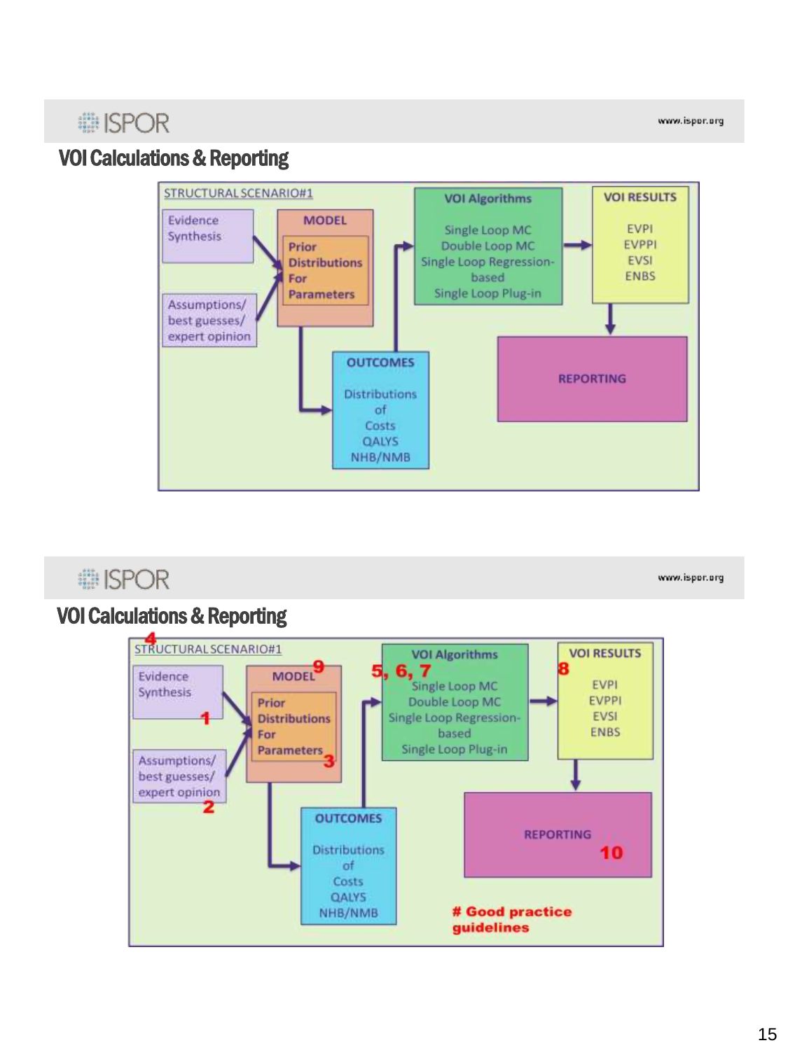## VOI Calculations & Reporting

STRUCTURAL SCENARIO#1

Evidence Synthesis

Assumptions/ best guesses/ expert opinion

MODEL

Prior Distributions For Parameters

OUTCOMES

Distributions of Costs QALYS NHB/NMB

VOI Algorithms

Single Loop MC
Double Loop MC
Single Loop Regression-based
Single Loop Plug-in

VOI RESULTS

EVPI
EVPPI
EVSI
ENBS

REPORTING

## VOI Calculations & Reporting

4 STRUCTURAL SCENARIO#1

Evidence Synthesis 1

Assumptions/ best guesses/ expert opinion 2

MODEL 9

Prior Distributions For Parameters 3

OUTCOMES

Distributions of Costs QALYS NHB/NMB

5, 6, 7 VOI Algorithms

Single Loop MC
Double Loop MC
Single Loop Regression-based
Single Loop Plug-in

8 VOI RESULTS

EVPI
EVPPI
EVSI
ENBS

REPORTING 10

**# Good practice guidelines**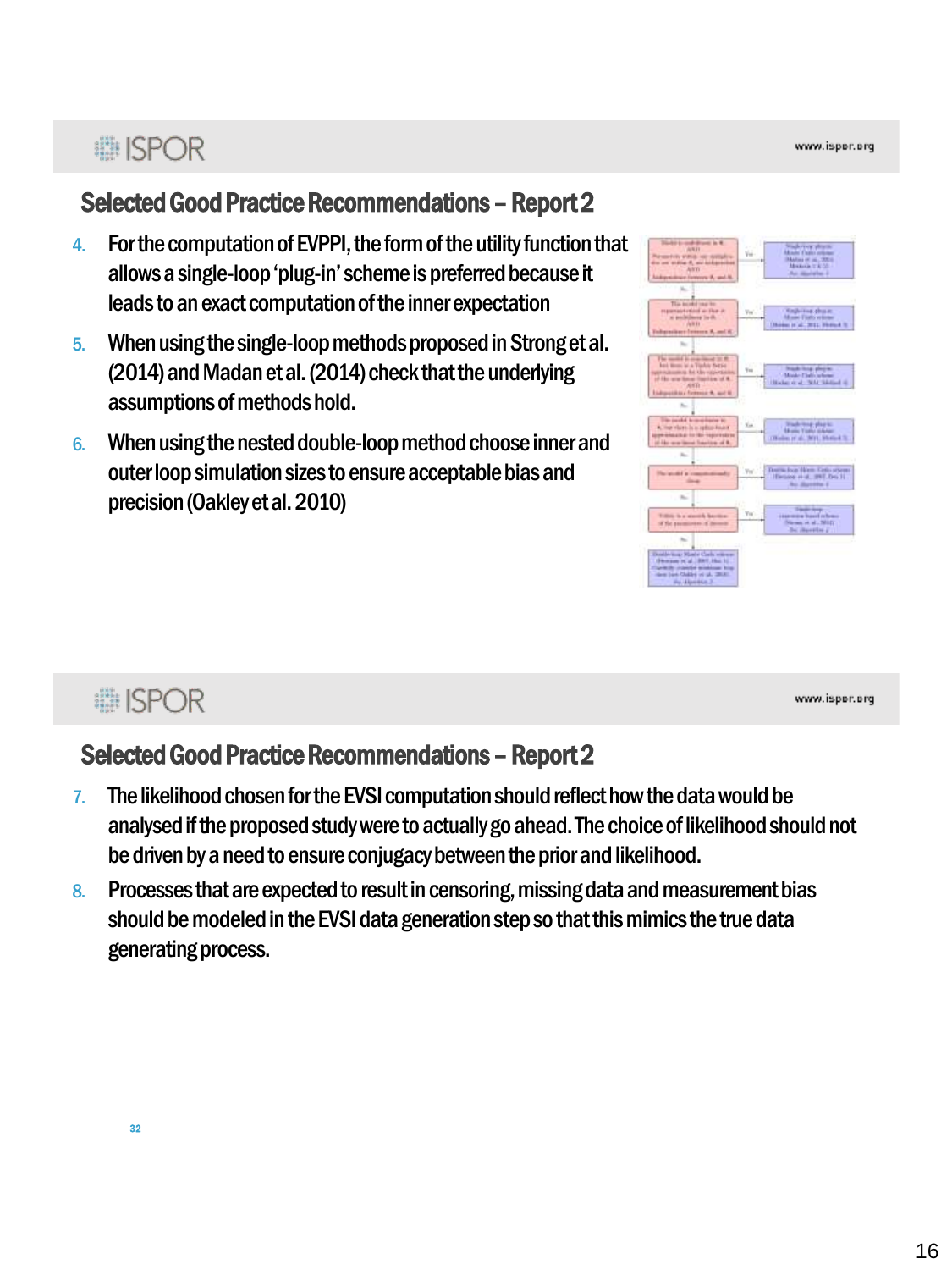## Selected Good Practice Recommendations – Report 2

4. For the computation of EVPPI, the form of the utility function that allows a single-loop 'plug-in' scheme is preferred because it leads to an exact computation of the inner expectation
5. When using the single-loop methods proposed in Strong et al. (2014) and Madan et al. (2014) check that the underlying assumptions of methods hold.
6. When using the nested double-loop method choose inner and outer loop simulation sizes to ensure acceptable bias and precision (Oakley et al. 2010)

## Selected Good Practice Recommendations – Report 2

7. The likelihood chosen for the EVSI computation should reflect how the data would be analysed if the proposed study were to actually go ahead. The choice of likelihood should not be driven by a need to ensure conjugacy between the prior and likelihood.
8. Processes that are expected to result in censoring, missing data and measurement bias should be modeled in the EVSI data generation step so that this mimics the true data generating process.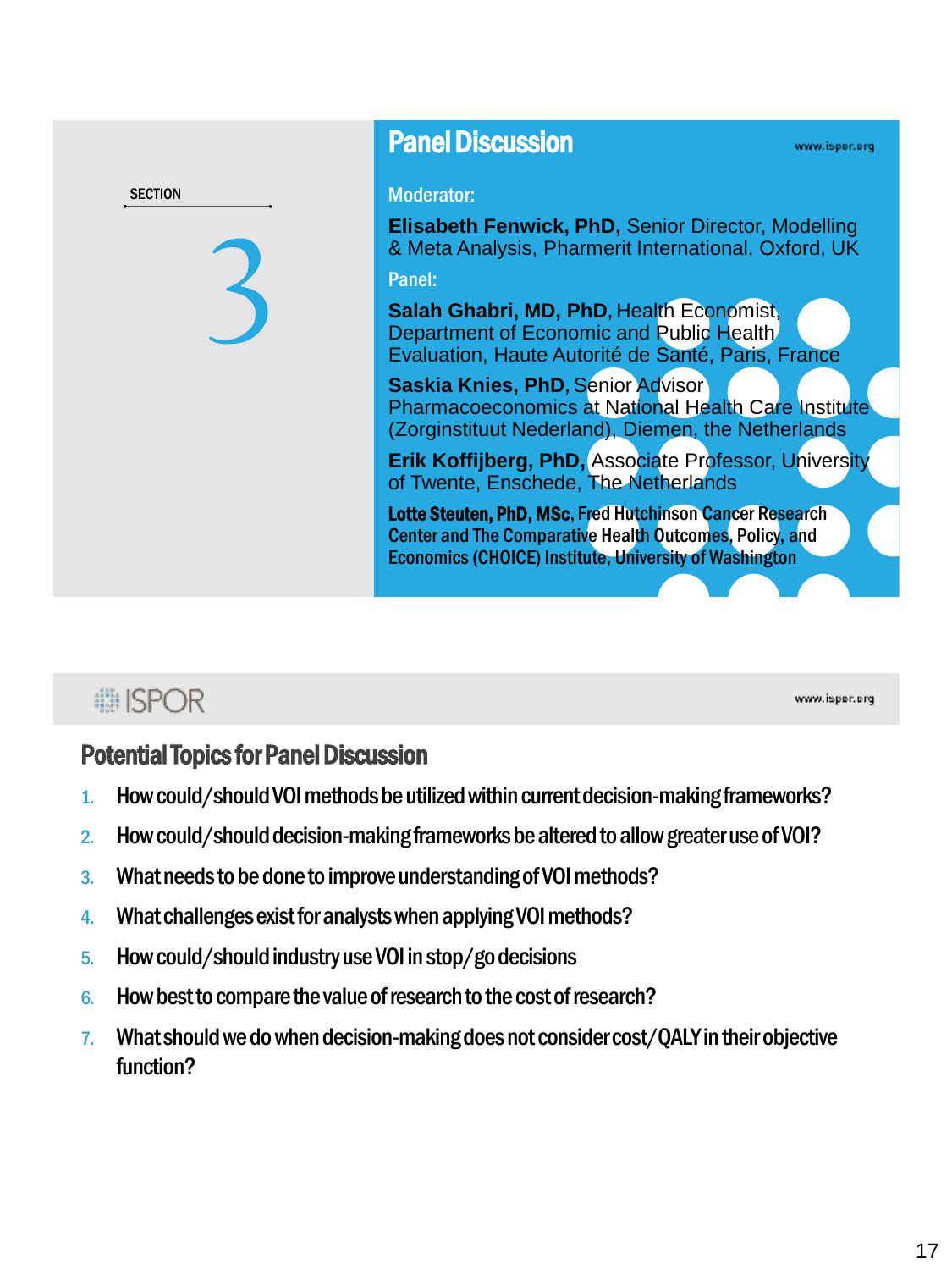SECTION

3

# Panel Discussion

**Moderator:**

**Elisabeth Fenwick, PhD,** Senior Director, Modelling & Meta Analysis, Pharmerit International, Oxford, UK

**Panel:**

**Salah Ghabri, MD, PhD**, Health Economist, Department of Economic and Public Health Evaluation, Haute Autorité de Santé, Paris, France

**Saskia Knies, PhD**, Senior Advisor Pharmacoeconomics at National Health Care Institute (Zorginstituut Nederland), Diemen, the Netherlands

**Erik Koffijberg, PhD,** Associate Professor, University of Twente, Enschede, The Netherlands

**Lotte Steuten, PhD, MSc**, Fred Hutchinson Cancer Research Center and The Comparative Health Outcomes, Policy, and Economics (CHOICE) Institute, University of Washington

## Potential Topics for Panel Discussion

1. How could/should VOI methods be utilized within current decision-making frameworks?
2. How could/should decision-making frameworks be altered to allow greater use of VOI?
3. What needs to be done to improve understanding of VOI methods?
4. What challenges exist for analysts when applying VOI methods?
5. How could/should industry use VOI in stop/go decisions
6. How best to compare the value of research to the cost of research?
7. What should we do when decision-making does not consider cost/QALY in their objective function?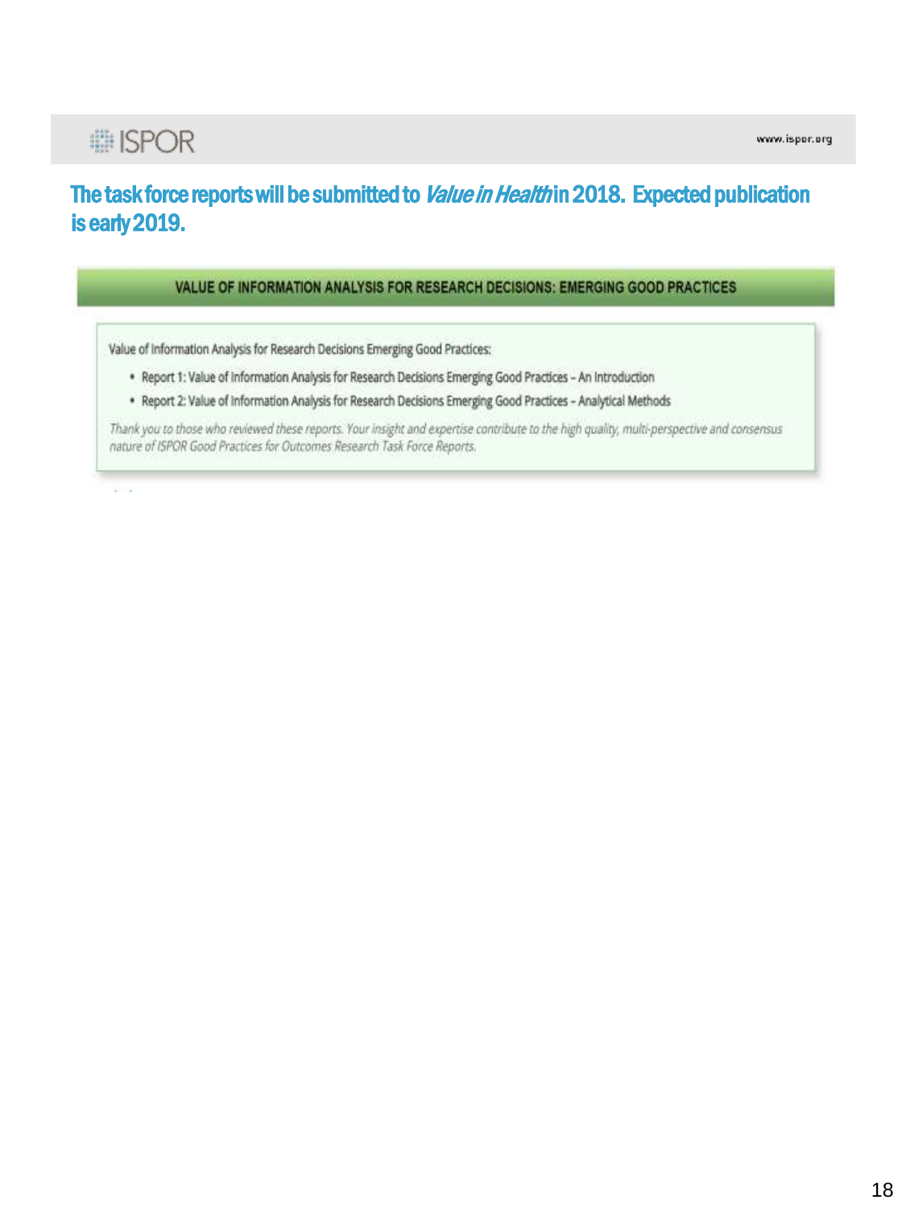The task force reports will be submitted to *Value in Health* in 2018. Expected publication is early 2019.

## VALUE OF INFORMATION ANALYSIS FOR RESEARCH DECISIONS: EMERGING GOOD PRACTICES

Value of Information Analysis for Research Decisions Emerging Good Practices:

- Report 1: Value of Information Analysis for Research Decisions Emerging Good Practices – An Introduction
- Report 2: Value of Information Analysis for Research Decisions Emerging Good Practices – Analytical Methods

*Thank you to those who reviewed these reports. Your insight and expertise contribute to the high quality, multi-perspective and consensus nature of ISPOR Good Practices for Outcomes Research Task Force Reports.*